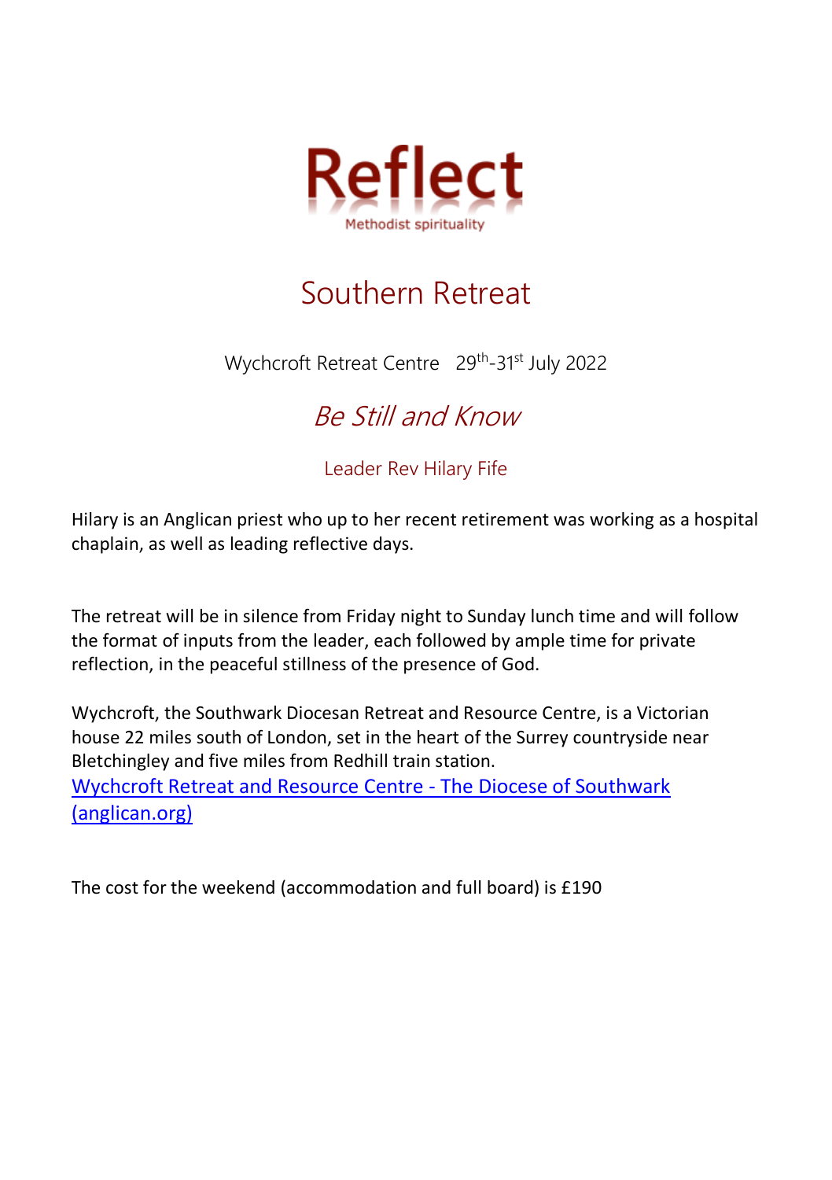# Reflect

Methodist spirituality

## Southern Retreat

Wychcroft Retreat Centre 29th-31st July 2022

### *Be Still and Know*

Leader Rev Hilary Fife

Hilary is an Anglican priest who up to her recent retirement was working as a hospital chaplain, as well as leading reflective days.

The retreat will be in silence from Friday night to Sunday lunch time and will follow the format of inputs from the leader, each followed by ample time for private reflection, in the peaceful stillness of the presence of God.

Wychcroft, the Southwark Diocesan Retreat and Resource Centre, is a Victorian house 22 miles south of London, set in the heart of the Surrey countryside near Bletchingley and five miles from Redhill train station.
Wychcroft Retreat and Resource Centre - The Diocese of Southwark (anglican.org)

The cost for the weekend (accommodation and full board) is £190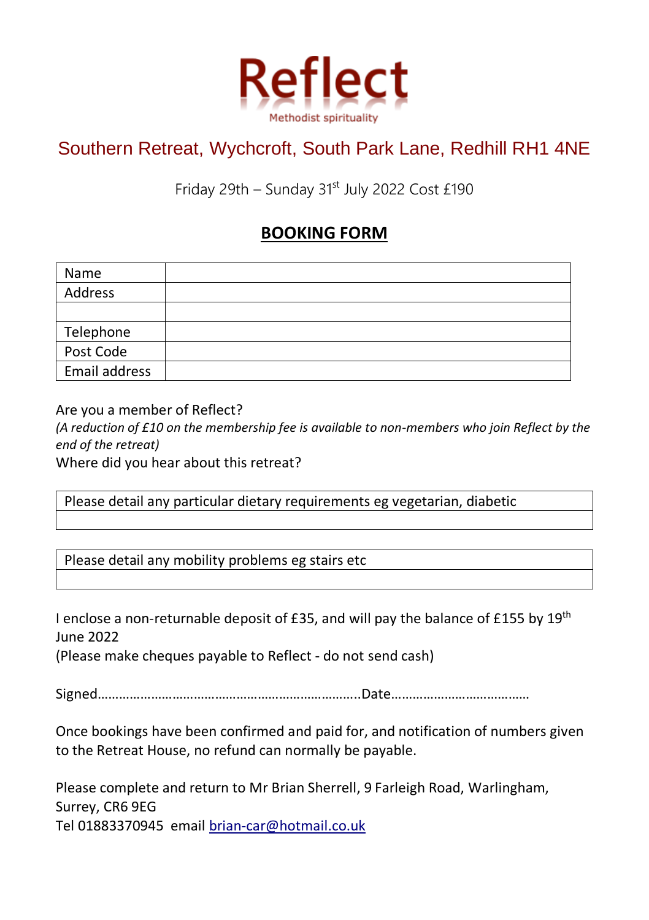# Reflect

Methodist spirituality

## Southern Retreat, Wychcroft, South Park Lane, Redhill RH1 4NE

Friday 29th – Sunday 31st July 2022 Cost £190

## BOOKING FORM

| | |
|---|---|
| Name | |
| Address | |
| | |
| Telephone | |
| Post Code | |
| Email address | |

Are you a member of Reflect?

*(A reduction of £10 on the membership fee is available to non-members who join Reflect by the end of the retreat)*

Where did you hear about this retreat?

| Please detail any particular dietary requirements eg vegetarian, diabetic |
|---|
| |

| Please detail any mobility problems eg stairs etc |
|---|
| |

I enclose a non-returnable deposit of £35, and will pay the balance of £155 by 19th June 2022

(Please make cheques payable to Reflect - do not send cash)

Signed………………………………………………………………..Date…………………………………

Once bookings have been confirmed and paid for, and notification of numbers given to the Retreat House, no refund can normally be payable.

Please complete and return to Mr Brian Sherrell, 9 Farleigh Road, Warlingham, Surrey, CR6 9EG

Tel 01883370945 email brian-car@hotmail.co.uk